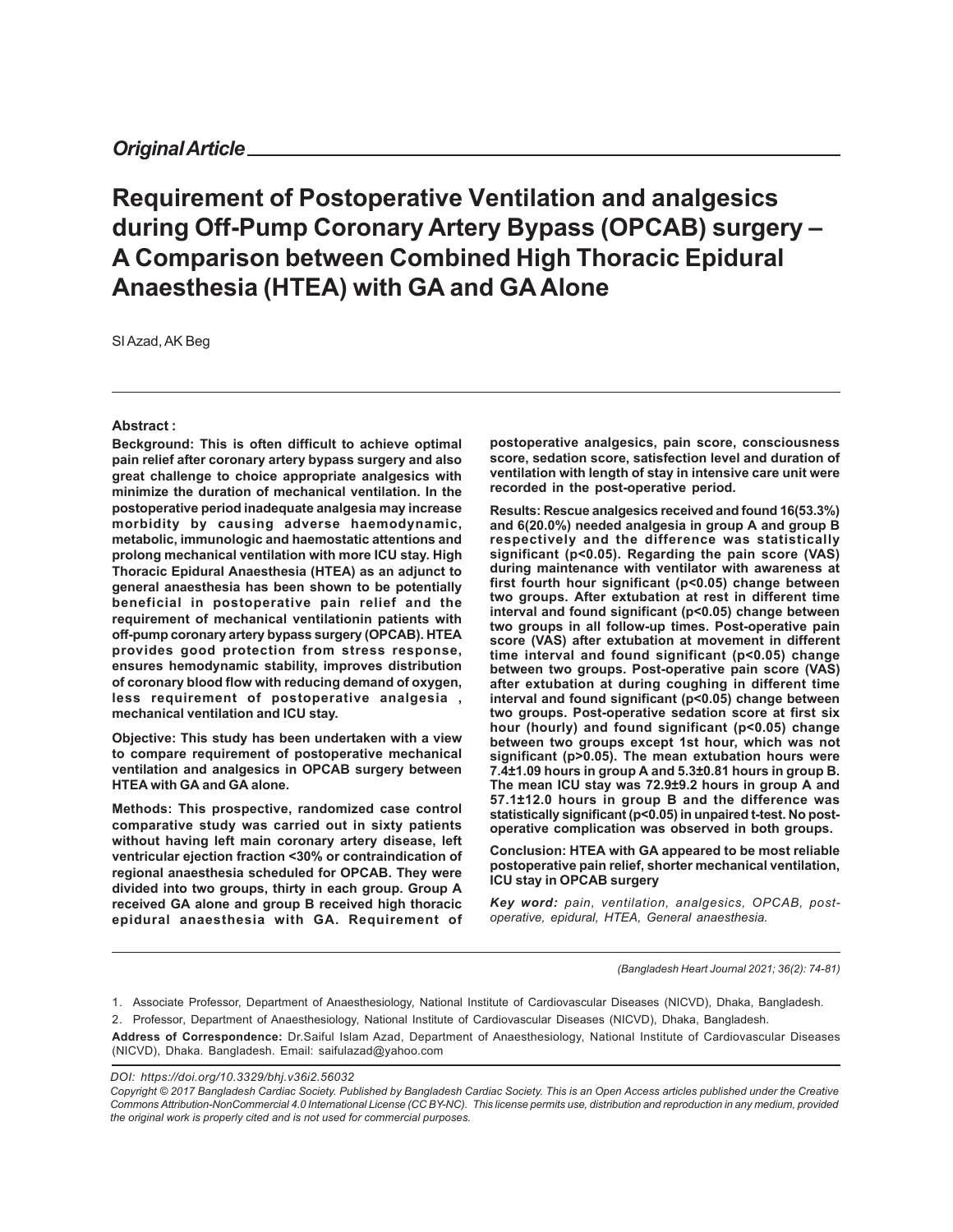*Original Article*

# Requirement of Postoperative Ventilation and analgesics during Off-Pump Coronary Artery Bypass (OPCAB) surgery – A Comparison between Combined High Thoracic Epidural Anaesthesia (HTEA) with GA and GA Alone

SI Azad, AK Beg

**Abstract :**

**Beckground: This is often difficult to achieve optimal pain relief after coronary artery bypass surgery and also great challenge to choice appropriate analgesics with minimize the duration of mechanical ventilation. In the postoperative period inadequate analgesia may increase morbidity by causing adverse haemodynamic, metabolic, immunologic and haemostatic attentions and prolong mechanical ventilation with more ICU stay. High Thoracic Epidural Anaesthesia (HTEA) as an adjunct to general anaesthesia has been shown to be potentially beneficial in postoperative pain relief and the requirement of mechanical ventilationin patients with off-pump coronary artery bypass surgery (OPCAB). HTEA provides good protection from stress response, ensures hemodynamic stability, improves distribution of coronary blood flow with reducing demand of oxygen, less requirement of postoperative analgesia , mechanical ventilation and ICU stay.**

**Objective: This study has been undertaken with a view to compare requirement of postoperative mechanical ventilation and analgesics in OPCAB surgery between HTEA with GA and GA alone.**

**Methods: This prospective, randomized case control comparative study was carried out in sixty patients without having left main coronary artery disease, left ventricular ejection fraction <30% or contraindication of regional anaesthesia scheduled for OPCAB. They were divided into two groups, thirty in each group. Group A received GA alone and group B received high thoracic epidural anaesthesia with GA. Requirement of postoperative analgesics, pain score, consciousness score, sedation score, satisfection level and duration of ventilation with length of stay in intensive care unit were recorded in the post-operative period.**

**Results: Rescue analgesics received and found 16(53.3%) and 6(20.0%) needed analgesia in group A and group B respectively and the difference was statistically significant (p<0.05). Regarding the pain score (VAS) during maintenance with ventilator with awareness at first fourth hour significant (p<0.05) change between two groups. After extubation at rest in different time interval and found significant (p<0.05) change between two groups in all follow-up times. Post-operative pain score (VAS) after extubation at movement in different time interval and found significant (p<0.05) change between two groups. Post-operative pain score (VAS) after extubation at during coughing in different time interval and found significant (p<0.05) change between two groups. Post-operative sedation score at first six hour (hourly) and found significant (p<0.05) change between two groups except 1st hour, which was not significant (p>0.05). The mean extubation hours were 7.4±1.09 hours in group A and 5.3±0.81 hours in group B. The mean ICU stay was 72.9±9.2 hours in group A and 57.1±12.0 hours in group B and the difference was statistically significant (p<0.05) in unpaired t-test. No post-operative complication was observed in both groups.**

**Conclusion: HTEA with GA appeared to be most reliable postoperative pain relief, shorter mechanical ventilation, ICU stay in OPCAB surgery**

***Key word:*** *pain, ventilation, analgesics, OPCAB, post-operative, epidural, HTEA, General anaesthesia.*

*(Bangladesh Heart Journal 2021; 36(2): 74-81)*

1. Associate Professor, Department of Anaesthesiology, National Institute of Cardiovascular Diseases (NICVD), Dhaka, Bangladesh.
2. Professor, Department of Anaesthesiology, National Institute of Cardiovascular Diseases (NICVD), Dhaka, Bangladesh.

**Address of Correspondence:** Dr.Saiful Islam Azad, Department of Anaesthesiology, National Institute of Cardiovascular Diseases (NICVD), Dhaka. Bangladesh. Email: saifulazad@yahoo.com

*DOI: https://doi.org/10.3329/bhj.v36i2.56032*

*Copyright © 2017 Bangladesh Cardiac Society. Published by Bangladesh Cardiac Society. This is an Open Access articles published under the Creative Commons Attribution-NonCommercial 4.0 International License (CC BY-NC). This license permits use, distribution and reproduction in any medium, provided the original work is properly cited and is not used for commercial purposes.*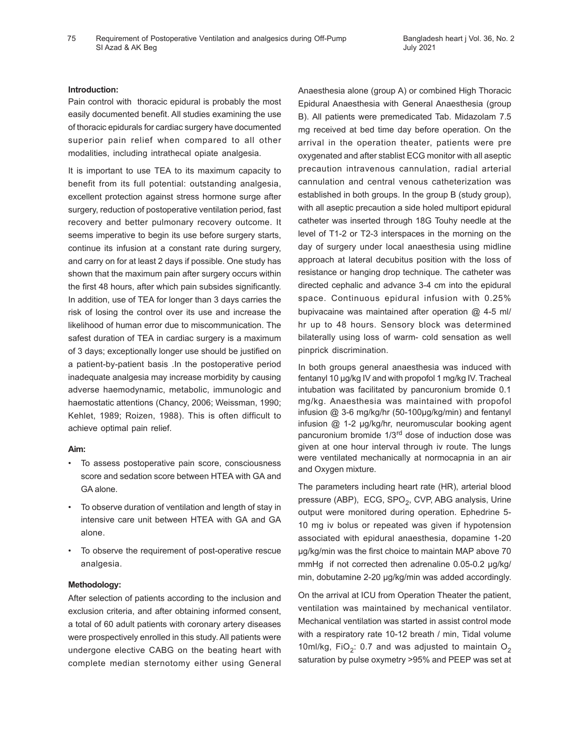**Introduction:**

Pain control with thoracic epidural is probably the most easily documented benefit. All studies examining the use of thoracic epidurals for cardiac surgery have documented superior pain relief when compared to all other modalities, including intrathecal opiate analgesia.

It is important to use TEA to its maximum capacity to benefit from its full potential: outstanding analgesia, excellent protection against stress hormone surge after surgery, reduction of postoperative ventilation period, fast recovery and better pulmonary recovery outcome. It seems imperative to begin its use before surgery starts, continue its infusion at a constant rate during surgery, and carry on for at least 2 days if possible. One study has shown that the maximum pain after surgery occurs within the first 48 hours, after which pain subsides significantly. In addition, use of TEA for longer than 3 days carries the risk of losing the control over its use and increase the likelihood of human error due to miscommunication. The safest duration of TEA in cardiac surgery is a maximum of 3 days; exceptionally longer use should be justified on a patient-by-patient basis .In the postoperative period inadequate analgesia may increase morbidity by causing adverse haemodynamic, metabolic, immunologic and haemostatic attentions (Chancy, 2006; Weissman, 1990; Kehlet, 1989; Roizen, 1988). This is often difficult to achieve optimal pain relief.

**Aim:**

- To assess postoperative pain score, consciousness score and sedation score between HTEA with GA and GA alone.
- To observe duration of ventilation and length of stay in intensive care unit between HTEA with GA and GA alone.
- To observe the requirement of post-operative rescue analgesia.

**Methodology:**

After selection of patients according to the inclusion and exclusion criteria, and after obtaining informed consent, a total of 60 adult patients with coronary artery diseases were prospectively enrolled in this study. All patients were undergone elective CABG on the beating heart with complete median sternotomy either using General Anaesthesia alone (group A) or combined High Thoracic Epidural Anaesthesia with General Anaesthesia (group B). All patients were premedicated Tab. Midazolam 7.5 mg received at bed time day before operation. On the arrival in the operation theater, patients were pre oxygenated and after stablist ECG monitor with all aseptic precaution intravenous cannulation, radial arterial cannulation and central venous catheterization was established in both groups. In the group B (study group), with all aseptic precaution a side holed multiport epidural catheter was inserted through 18G Touhy needle at the level of T1-2 or T2-3 interspaces in the morning on the day of surgery under local anaesthesia using midline approach at lateral decubitus position with the loss of resistance or hanging drop technique. The catheter was directed cephalic and advance 3-4 cm into the epidural space. Continuous epidural infusion with 0.25% bupivacaine was maintained after operation @ 4-5 ml/ hr up to 48 hours. Sensory block was determined bilaterally using loss of warm- cold sensation as well pinprick discrimination.

In both groups general anaesthesia was induced with fentanyl 10 µg/kg IV and with propofol 1 mg/kg IV. Tracheal intubation was facilitated by pancuronium bromide 0.1 mg/kg. Anaesthesia was maintained with propofol infusion @ 3-6 mg/kg/hr (50-100µg/kg/min) and fentanyl infusion @ 1-2 µg/kg/hr, neuromuscular booking agent pancuronium bromide 1/3rd dose of induction dose was given at one hour interval through iv route. The lungs were ventilated mechanically at normocapnia in an air and Oxygen mixture.

The parameters including heart rate (HR), arterial blood pressure (ABP), ECG, $SPO_2$, CVP, ABG analysis, Urine output were monitored during operation. Ephedrine 5-10 mg iv bolus or repeated was given if hypotension associated with epidural anaesthesia, dopamine 1-20 µg/kg/min was the first choice to maintain MAP above 70 mmHg if not corrected then adrenaline 0.05-0.2 µg/kg/min, dobutamine 2-20 µg/kg/min was added accordingly.

On the arrival at ICU from Operation Theater the patient, ventilation was maintained by mechanical ventilator. Mechanical ventilation was started in assist control mode with a respiratory rate 10-12 breath / min, Tidal volume 10ml/kg, $FiO_2$: 0.7 and was adjusted to maintain $O_2$ saturation by pulse oxymetry >95% and PEEP was set at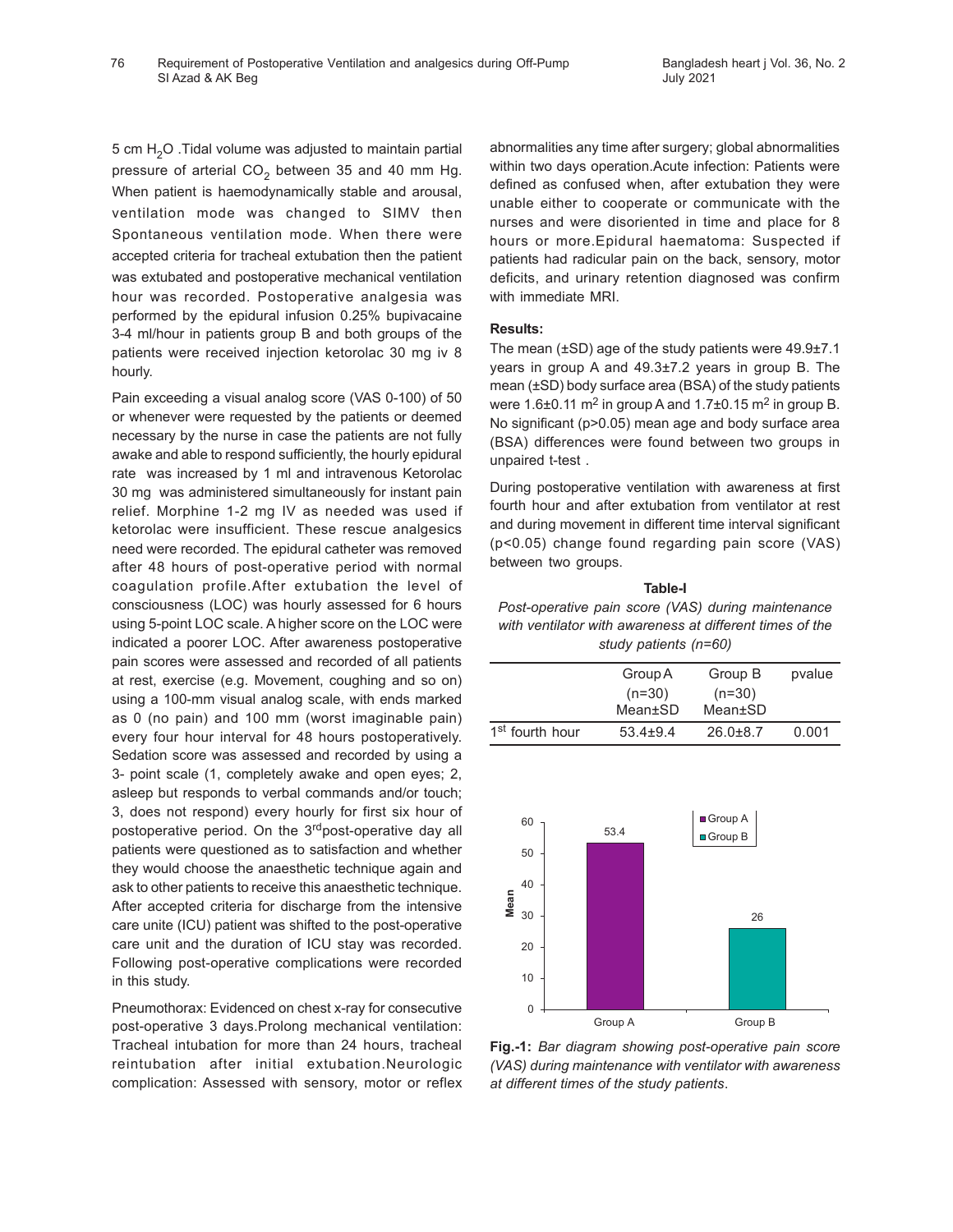5 cm $H_2O$ .Tidal volume was adjusted to maintain partial pressure of arterial $CO_2$ between 35 and 40 mm Hg. When patient is haemodynamically stable and arousal, ventilation mode was changed to SIMV then Spontaneous ventilation mode. When there were accepted criteria for tracheal extubation then the patient was extubated and postoperative mechanical ventilation hour was recorded. Postoperative analgesia was performed by the epidural infusion 0.25% bupivacaine 3-4 ml/hour in patients group B and both groups of the patients were received injection ketorolac 30 mg iv 8 hourly.

Pain exceeding a visual analog score (VAS 0-100) of 50 or whenever were requested by the patients or deemed necessary by the nurse in case the patients are not fully awake and able to respond sufficiently, the hourly epidural rate was increased by 1 ml and intravenous Ketorolac 30 mg was administered simultaneously for instant pain relief. Morphine 1-2 mg IV as needed was used if ketorolac were insufficient. These rescue analgesics need were recorded. The epidural catheter was removed after 48 hours of post-operative period with normal coagulation profile.After extubation the level of consciousness (LOC) was hourly assessed for 6 hours using 5-point LOC scale. A higher score on the LOC were indicated a poorer LOC. After awareness postoperative pain scores were assessed and recorded of all patients at rest, exercise (e.g. Movement, coughing and so on) using a 100-mm visual analog scale, with ends marked as 0 (no pain) and 100 mm (worst imaginable pain) every four hour interval for 48 hours postoperatively. Sedation score was assessed and recorded by using a 3- point scale (1, completely awake and open eyes; 2, asleep but responds to verbal commands and/or touch; 3, does not respond) every hourly for first six hour of postoperative period. On the 3rd post-operative day all patients were questioned as to satisfaction and whether they would choose the anaesthetic technique again and ask to other patients to receive this anaesthetic technique. After accepted criteria for discharge from the intensive care unite (ICU) patient was shifted to the post-operative care unit and the duration of ICU stay was recorded. Following post-operative complications were recorded in this study.

Pneumothorax: Evidenced on chest x-ray for consecutive post-operative 3 days.Prolong mechanical ventilation: Tracheal intubation for more than 24 hours, tracheal reintubation after initial extubation.Neurologic complication: Assessed with sensory, motor or reflex abnormalities any time after surgery; global abnormalities within two days operation.Acute infection: Patients were defined as confused when, after extubation they were unable either to cooperate or communicate with the nurses and were disoriented in time and place for 8 hours or more.Epidural haematoma: Suspected if patients had radicular pain on the back, sensory, motor deficits, and urinary retention diagnosed was confirm with immediate MRI.

**Results:**

The mean (±SD) age of the study patients were 49.9±7.1 years in group A and 49.3±7.2 years in group B. The mean (±SD) body surface area (BSA) of the study patients were 1.6±0.11 $m^2$ in group A and 1.7±0.15 $m^2$ in group B. No significant ($p>0.05$) mean age and body surface area (BSA) differences were found between two groups in unpaired t-test .

During postoperative ventilation with awareness at first fourth hour and after extubation from ventilator at rest and during movement in different time interval significant ($p<0.05$) change found regarding pain score (VAS) between two groups.

**Table-I**

*Post-operative pain score (VAS) during maintenance with ventilator with awareness at different times of the study patients (n=60)*

| | Group A (n=30) Mean±SD | Group B (n=30) Mean±SD | pvalue |
|---|---|---|---|
| 1st fourth hour | 53.4±9.4 | 26.0±8.7 | 0.001 |

**Fig.-1:** *Bar diagram showing post-operative pain score (VAS) during maintenance with ventilator with awareness at different times of the study patients*.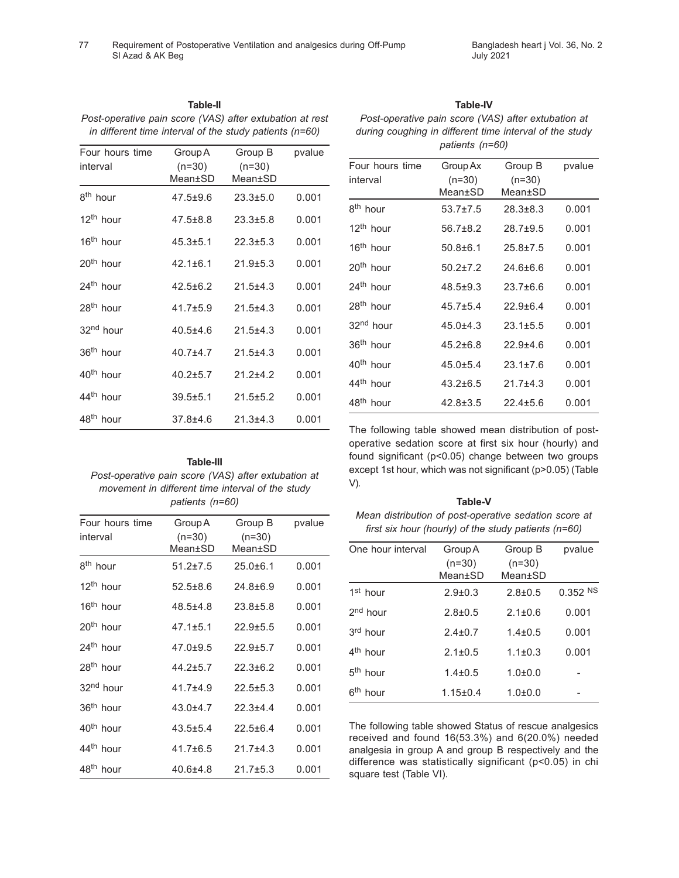**Table-II**

*Post-operative pain score (VAS) after extubation at rest in different time interval of the study patients (n=60)*

| Four hours time interval | Group A (n=30) Mean±SD | Group B (n=30) Mean±SD | pvalue |
|---|---|---|---|
| 8th hour | 47.5±9.6 | 23.3±5.0 | 0.001 |
| 12th hour | 47.5±8.8 | 23.3±5.8 | 0.001 |
| 16th hour | 45.3±5.1 | 22.3±5.3 | 0.001 |
| 20th hour | 42.1±6.1 | 21.9±5.3 | 0.001 |
| 24th hour | 42.5±6.2 | 21.5±4.3 | 0.001 |
| 28th hour | 41.7±5.9 | 21.5±4.3 | 0.001 |
| 32nd hour | 40.5±4.6 | 21.5±4.3 | 0.001 |
| 36th hour | 40.7±4.7 | 21.5±4.3 | 0.001 |
| 40th hour | 40.2±5.7 | 21.2±4.2 | 0.001 |
| 44th hour | 39.5±5.1 | 21.5±5.2 | 0.001 |
| 48th hour | 37.8±4.6 | 21.3±4.3 | 0.001 |

**Table-III**

*Post-operative pain score (VAS) after extubation at movement in different time interval of the study patients (n=60)*

| Four hours time interval | Group A (n=30) Mean±SD | Group B (n=30) Mean±SD | pvalue |
|---|---|---|---|
| 8th hour | 51.2±7.5 | 25.0±6.1 | 0.001 |
| 12th hour | 52.5±8.6 | 24.8±6.9 | 0.001 |
| 16th hour | 48.5±4.8 | 23.8±5.8 | 0.001 |
| 20th hour | 47.1±5.1 | 22.9±5.5 | 0.001 |
| 24th hour | 47.0±9.5 | 22.9±5.7 | 0.001 |
| 28th hour | 44.2±5.7 | 22.3±6.2 | 0.001 |
| 32nd hour | 41.7±4.9 | 22.5±5.3 | 0.001 |
| 36th hour | 43.0±4.7 | 22.3±4.4 | 0.001 |
| 40th hour | 43.5±5.4 | 22.5±6.4 | 0.001 |
| 44th hour | 41.7±6.5 | 21.7±4.3 | 0.001 |
| 48th hour | 40.6±4.8 | 21.7±5.3 | 0.001 |

**Table-IV**

*Post-operative pain score (VAS) after extubation at during coughing in different time interval of the study patients (n=60)*

| Four hours time interval | Group Ax (n=30) Mean±SD | Group B (n=30) Mean±SD | pvalue |
|---|---|---|---|
| 8th hour | 53.7±7.5 | 28.3±8.3 | 0.001 |
| 12th hour | 56.7±8.2 | 28.7±9.5 | 0.001 |
| 16th hour | 50.8±6.1 | 25.8±7.5 | 0.001 |
| 20th hour | 50.2±7.2 | 24.6±6.6 | 0.001 |
| 24th hour | 48.5±9.3 | 23.7±6.6 | 0.001 |
| 28th hour | 45.7±5.4 | 22.9±6.4 | 0.001 |
| 32nd hour | 45.0±4.3 | 23.1±5.5 | 0.001 |
| 36th hour | 45.2±6.8 | 22.9±4.6 | 0.001 |
| 40th hour | 45.0±5.4 | 23.1±7.6 | 0.001 |
| 44th hour | 43.2±6.5 | 21.7±4.3 | 0.001 |
| 48th hour | 42.8±3.5 | 22.4±5.6 | 0.001 |

The following table showed mean distribution of post-operative sedation score at first six hour (hourly) and found significant ($p<0.05$) change between two groups except 1st hour, which was not significant ($p>0.05$) (Table V).

**Table-V**

*Mean distribution of post-operative sedation score at first six hour (hourly) of the study patients (n=60)*

| One hour interval | Group A (n=30) Mean±SD | Group B (n=30) Mean±SD | pvalue |
|---|---|---|---|
| 1st hour | 2.9±0.3 | 2.8±0.5 | 0.352 NS |
| 2nd hour | 2.8±0.5 | 2.1±0.6 | 0.001 |
| 3rd hour | 2.4±0.7 | 1.4±0.5 | 0.001 |
| 4th hour | 2.1±0.5 | 1.1±0.3 | 0.001 |
| 5th hour | 1.4±0.5 | 1.0±0.0 | - |
| 6th hour | 1.15±0.4 | 1.0±0.0 | - |

The following table showed Status of rescue analgesics received and found 16(53.3%) and 6(20.0%) needed analgesia in group A and group B respectively and the difference was statistically significant ($p<0.05$) in chi square test (Table VI).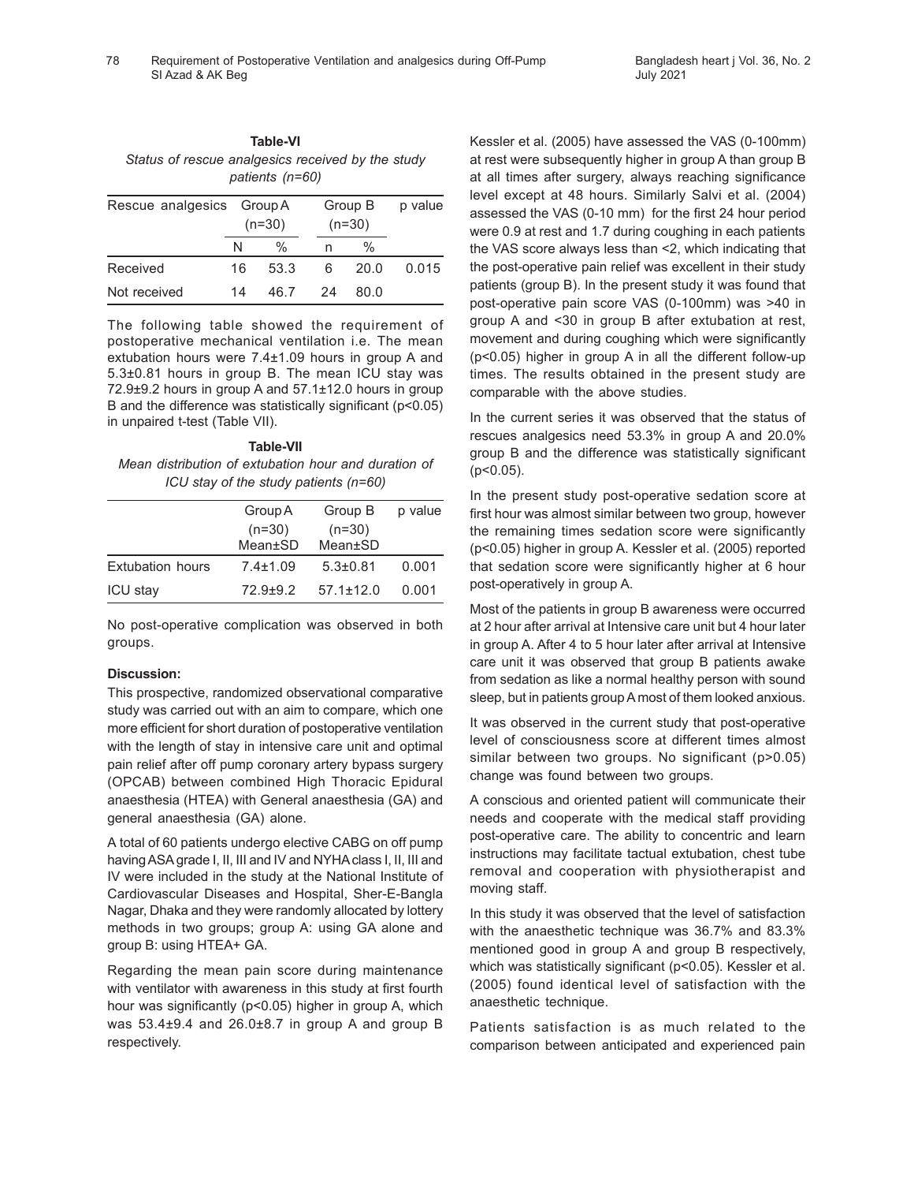**Table-VI**

*Status of rescue analgesics received by the study patients (n=60)*

| Rescue analgesics | Group A (n=30) | | Group B (n=30) | | p value |
|---|---|---|---|---|---|
| | N | % | n | % | |
| Received | 16 | 53.3 | 6 | 20.0 | 0.015 |
| Not received | 14 | 46.7 | 24 | 80.0 | |

The following table showed the requirement of postoperative mechanical ventilation i.e. The mean extubation hours were 7.4±1.09 hours in group A and 5.3±0.81 hours in group B. The mean ICU stay was 72.9±9.2 hours in group A and 57.1±12.0 hours in group B and the difference was statistically significant ($p<0.05$) in unpaired t-test (Table VII).

**Table-VII**

*Mean distribution of extubation hour and duration of ICU stay of the study patients (n=60)*

| | Group A (n=30) Mean±SD | Group B (n=30) Mean±SD | p value |
|---|---|---|---|
| Extubation hours | 7.4±1.09 | 5.3±0.81 | 0.001 |
| ICU stay | 72.9±9.2 | 57.1±12.0 | 0.001 |

No post-operative complication was observed in both groups.

**Discussion:**

This prospective, randomized observational comparative study was carried out with an aim to compare, which one more efficient for short duration of postoperative ventilation with the length of stay in intensive care unit and optimal pain relief after off pump coronary artery bypass surgery (OPCAB) between combined High Thoracic Epidural anaesthesia (HTEA) with General anaesthesia (GA) and general anaesthesia (GA) alone.

A total of 60 patients undergo elective CABG on off pump having ASA grade I, II, III and IV and NYHA class I, II, III and IV were included in the study at the National Institute of Cardiovascular Diseases and Hospital, Sher-E-Bangla Nagar, Dhaka and they were randomly allocated by lottery methods in two groups; group A: using GA alone and group B: using HTEA+ GA.

Regarding the mean pain score during maintenance with ventilator with awareness in this study at first fourth hour was significantly ($p<0.05$) higher in group A, which was 53.4±9.4 and 26.0±8.7 in group A and group B respectively.

Kessler et al. (2005) have assessed the VAS (0-100mm) at rest were subsequently higher in group A than group B at all times after surgery, always reaching significance level except at 48 hours. Similarly Salvi et al. (2004) assessed the VAS (0-10 mm) for the first 24 hour period were 0.9 at rest and 1.7 during coughing in each patients the VAS score always less than <2, which indicating that the post-operative pain relief was excellent in their study patients (group B). In the present study it was found that post-operative pain score VAS (0-100mm) was >40 in group A and <30 in group B after extubation at rest, movement and during coughing which were significantly ($p<0.05$) higher in group A in all the different follow-up times. The results obtained in the present study are comparable with the above studies.

In the current series it was observed that the status of rescues analgesics need 53.3% in group A and 20.0% group B and the difference was statistically significant ($p<0.05$).

In the present study post-operative sedation score at first hour was almost similar between two group, however the remaining times sedation score were significantly ($p<0.05$) higher in group A. Kessler et al. (2005) reported that sedation score were significantly higher at 6 hour post-operatively in group A.

Most of the patients in group B awareness were occurred at 2 hour after arrival at Intensive care unit but 4 hour later in group A. After 4 to 5 hour later after arrival at Intensive care unit it was observed that group B patients awake from sedation as like a normal healthy person with sound sleep, but in patients group A most of them looked anxious.

It was observed in the current study that post-operative level of consciousness score at different times almost similar between two groups. No significant ($p>0.05$) change was found between two groups.

A conscious and oriented patient will communicate their needs and cooperate with the medical staff providing post-operative care. The ability to concentric and learn instructions may facilitate tactual extubation, chest tube removal and cooperation with physiotherapist and moving staff.

In this study it was observed that the level of satisfaction with the anaesthetic technique was 36.7% and 83.3% mentioned good in group A and group B respectively, which was statistically significant ($p<0.05$). Kessler et al. (2005) found identical level of satisfaction with the anaesthetic technique.

Patients satisfaction is as much related to the comparison between anticipated and experienced pain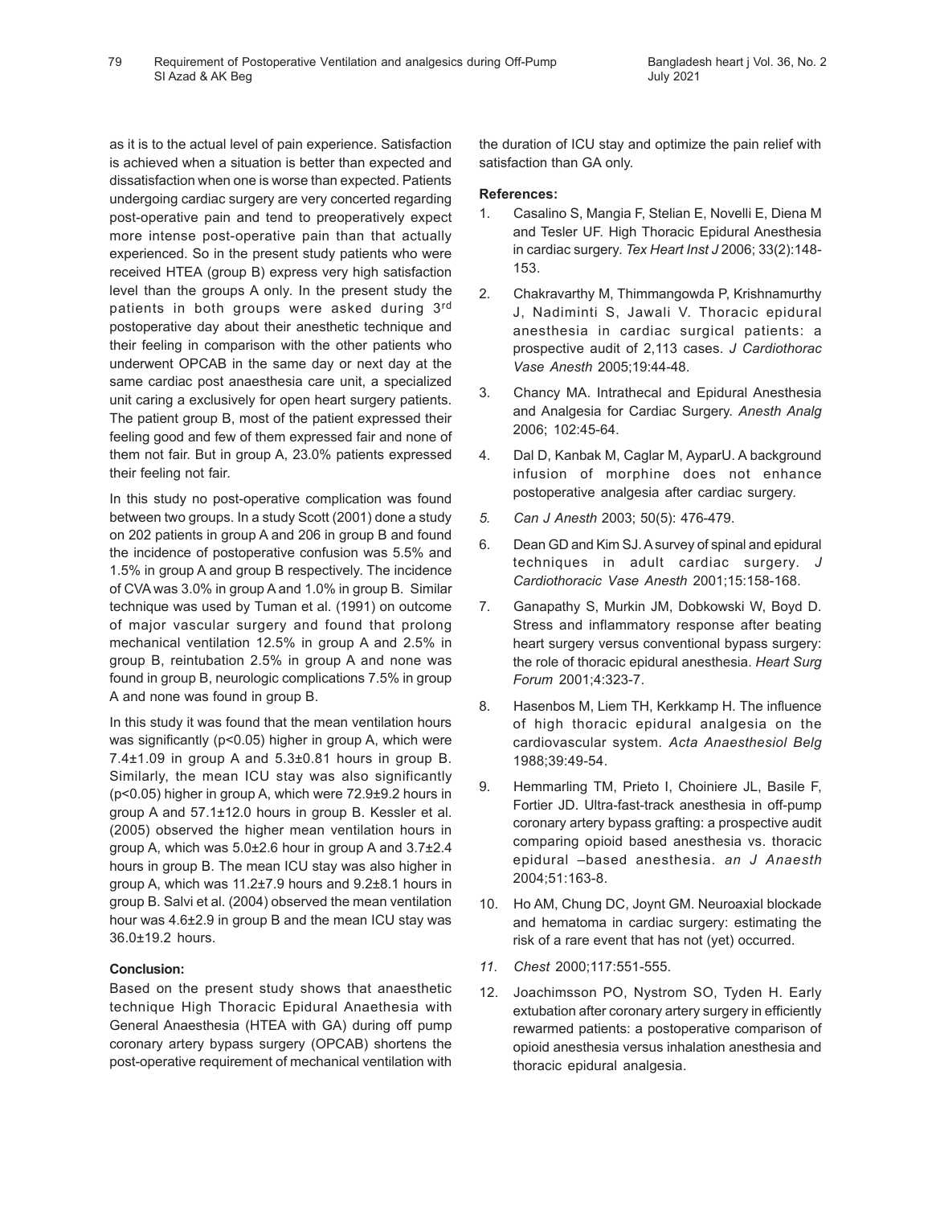as it is to the actual level of pain experience. Satisfaction is achieved when a situation is better than expected and dissatisfaction when one is worse than expected. Patients undergoing cardiac surgery are very concerted regarding post-operative pain and tend to preoperatively expect more intense post-operative pain than that actually experienced. So in the present study patients who were received HTEA (group B) express very high satisfaction level than the groups A only. In the present study the patients in both groups were asked during 3rd postoperative day about their anesthetic technique and their feeling in comparison with the other patients who underwent OPCAB in the same day or next day at the same cardiac post anaesthesia care unit, a specialized unit caring a exclusively for open heart surgery patients. The patient group B, most of the patient expressed their feeling good and few of them expressed fair and none of them not fair. But in group A, 23.0% patients expressed their feeling not fair.

In this study no post-operative complication was found between two groups. In a study Scott (2001) done a study on 202 patients in group A and 206 in group B and found the incidence of postoperative confusion was 5.5% and 1.5% in group A and group B respectively. The incidence of CVA was 3.0% in group A and 1.0% in group B. Similar technique was used by Tuman et al. (1991) on outcome of major vascular surgery and found that prolong mechanical ventilation 12.5% in group A and 2.5% in group B, reintubation 2.5% in group A and none was found in group B, neurologic complications 7.5% in group A and none was found in group B.

In this study it was found that the mean ventilation hours was significantly ($p<0.05$) higher in group A, which were 7.4±1.09 in group A and 5.3±0.81 hours in group B. Similarly, the mean ICU stay was also significantly ($p<0.05$) higher in group A, which were 72.9±9.2 hours in group A and 57.1±12.0 hours in group B. Kessler et al. (2005) observed the higher mean ventilation hours in group A, which was 5.0±2.6 hour in group A and 3.7±2.4 hours in group B. The mean ICU stay was also higher in group A, which was 11.2±7.9 hours and 9.2±8.1 hours in group B. Salvi et al. (2004) observed the mean ventilation hour was 4.6±2.9 in group B and the mean ICU stay was 36.0±19.2 hours.

**Conclusion:**

Based on the present study shows that anaesthetic technique High Thoracic Epidural Anaethesia with General Anaesthesia (HTEA with GA) during off pump coronary artery bypass surgery (OPCAB) shortens the post-operative requirement of mechanical ventilation with the duration of ICU stay and optimize the pain relief with satisfaction than GA only.

**References:**

1. Casalino S, Mangia F, Stelian E, Novelli E, Diena M and Tesler UF. High Thoracic Epidural Anesthesia in cardiac surgery. *Tex Heart Inst J* 2006; 33(2):148-153.
2. Chakravarthy M, Thimmangowda P, Krishnamurthy J, Nadiminti S, Jawali V. Thoracic epidural anesthesia in cardiac surgical patients: a prospective audit of 2,113 cases. *J Cardiothorac Vasc Anesth* 2005;19:44-48.
3. Chancy MA. Intrathecal and Epidural Anesthesia and Analgesia for Cardiac Surgery. *Anesth Analg* 2006; 102:45-64.
4. Dal D, Kanbak M, Caglar M, AyparU. A background infusion of morphine does not enhance postoperative analgesia after cardiac surgery.
5. *Can J Anesth* 2003; 50(5): 476-479.
6. Dean GD and Kim SJ. A survey of spinal and epidural techniques in adult cardiac surgery. *J Cardiothoracic Vasc Anesth* 2001;15:158-168.
7. Ganapathy S, Murkin JM, Dobkowski W, Boyd D. Stress and inflammatory response after beating heart surgery versus conventional bypass surgery: the role of thoracic epidural anesthesia. *Heart Surg Forum* 2001;4:323-7.
8. Hasenbos M, Liem TH, Kerkkamp H. The influence of high thoracic epidural analgesia on the cardiovascular system. *Acta Anaesthesiol Belg* 1988;39:49-54.
9. Hemmarling TM, Prieto I, Choiniere JL, Basile F, Fortier JD. Ultra-fast-track anesthesia in off-pump coronary artery bypass grafting: a prospective audit comparing opioid based anesthesia vs. thoracic epidural –based anesthesia. *an J Anaesth* 2004;51:163-8.
10. Ho AM, Chung DC, Joynt GM. Neuroaxial blockade and hematoma in cardiac surgery: estimating the risk of a rare event that has not (yet) occurred.
11. *Chest* 2000;117:551-555.
12. Joachimsson PO, Nystrom SO, Tyden H. Early extubation after coronary artery surgery in efficiently rewarmed patients: a postoperative comparison of opioid anesthesia versus inhalation anesthesia and thoracic epidural analgesia.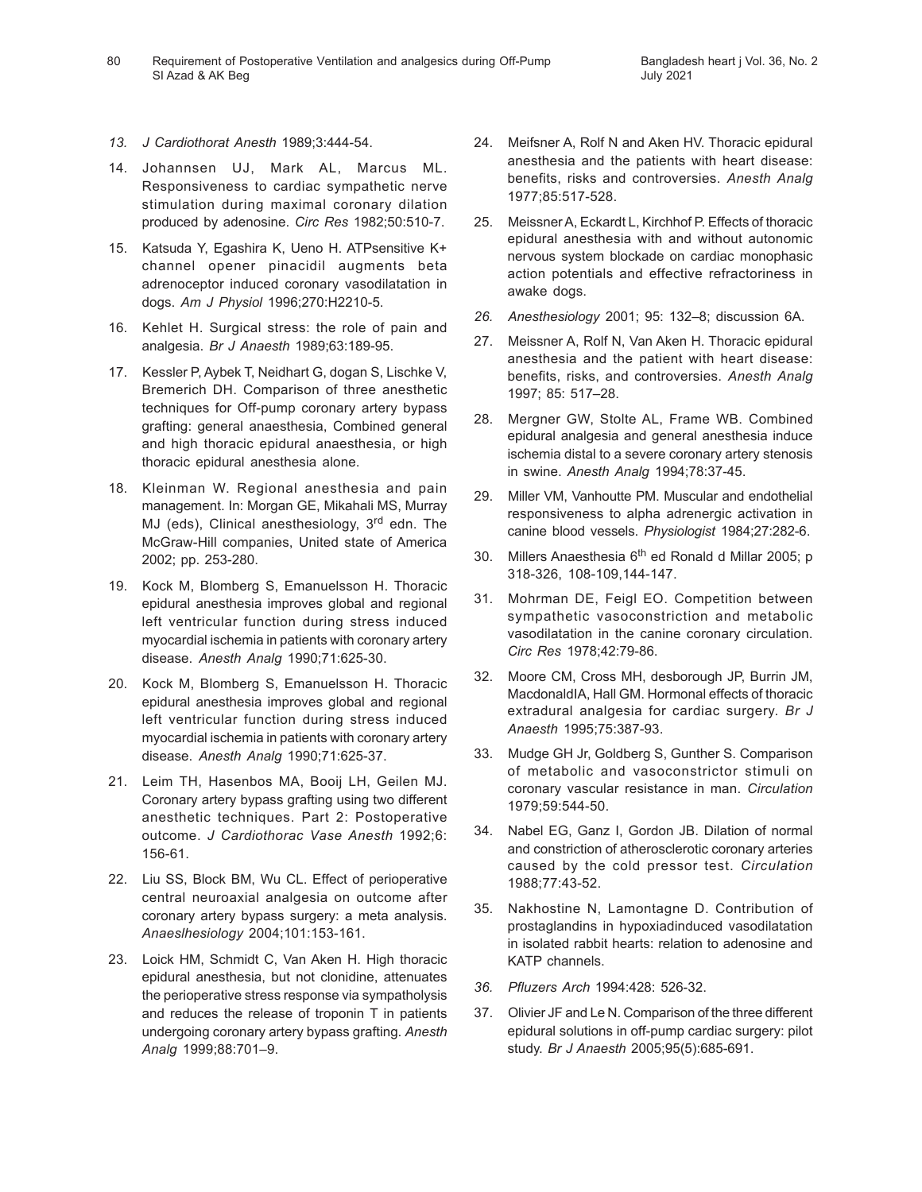13. *J Cardiothorat Anesth* 1989;3:444-54.
14. Johannsen UJ, Mark AL, Marcus ML. Responsiveness to cardiac sympathetic nerve stimulation during maximal coronary dilation produced by adenosine. *Circ Res* 1982;50:510-7.
15. Katsuda Y, Egashira K, Ueno H. ATPsensitive K+ channel opener pinacidil augments beta adrenoceptor induced coronary vasodilatation in dogs. *Am J Physiol* 1996;270:H2210-5.
16. Kehlet H. Surgical stress: the role of pain and analgesia. *Br J Anaesth* 1989;63:189-95.
17. Kessler P, Aybek T, Neidhart G, dogan S, Lischke V, Bremerich DH. Comparison of three anesthetic techniques for Off-pump coronary artery bypass grafting: general anaesthesia, Combined general and high thoracic epidural anaesthesia, or high thoracic epidural anesthesia alone.
18. Kleinman W. Regional anesthesia and pain management. In: Morgan GE, Mikahali MS, Murray MJ (eds), Clinical anesthesiology, 3rd edn. The McGraw-Hill companies, United state of America 2002; pp. 253-280.
19. Kock M, Blomberg S, Emanuelsson H. Thoracic epidural anesthesia improves global and regional left ventricular function during stress induced myocardial ischemia in patients with coronary artery disease. *Anesth Analg* 1990;71:625-30.
20. Kock M, Blomberg S, Emanuelsson H. Thoracic epidural anesthesia improves global and regional left ventricular function during stress induced myocardial ischemia in patients with coronary artery disease. *Anesth Analg* 1990;71:625-37.
21. Leim TH, Hasenbos MA, Booij LH, Geilen MJ. Coronary artery bypass grafting using two different anesthetic techniques. Part 2: Postoperative outcome. *J Cardiothorac Vase Anesth* 1992;6: 156-61.
22. Liu SS, Block BM, Wu CL. Effect of perioperative central neuroaxial analgesia on outcome after coronary artery bypass surgery: a meta analysis. *Anaeslhesiology* 2004;101:153-161.
23. Loick HM, Schmidt C, Van Aken H. High thoracic epidural anesthesia, but not clonidine, attenuates the perioperative stress response via sympatholysis and reduces the release of troponin T in patients undergoing coronary artery bypass grafting. *Anesth Analg* 1999;88:701–9.
24. Meifsner A, Rolf N and Aken HV. Thoracic epidural anesthesia and the patients with heart disease: benefits, risks and controversies. *Anesth Analg* 1977;85:517-528.
25. Meissner A, Eckardt L, Kirchhof P. Effects of thoracic epidural anesthesia with and without autonomic nervous system blockade on cardiac monophasic action potentials and effective refractoriness in awake dogs.
26. *Anesthesiology* 2001; 95: 132–8; discussion 6A.
27. Meissner A, Rolf N, Van Aken H. Thoracic epidural anesthesia and the patient with heart disease: benefits, risks, and controversies. *Anesth Analg* 1997; 85: 517–28.
28. Mergner GW, Stolte AL, Frame WB. Combined epidural analgesia and general anesthesia induce ischemia distal to a severe coronary artery stenosis in swine. *Anesth Analg* 1994;78:37-45.
29. Miller VM, Vanhoutte PM. Muscular and endothelial responsiveness to alpha adrenergic activation in canine blood vessels. *Physiologist* 1984;27:282-6.
30. Millers Anaesthesia 6th ed Ronald d Millar 2005; p 318-326, 108-109,144-147.
31. Mohrman DE, Feigl EO. Competition between sympathetic vasoconstriction and metabolic vasodilatation in the canine coronary circulation. *Circ Res* 1978;42:79-86.
32. Moore CM, Cross MH, desborough JP, Burrin JM, MacdonaldIA, Hall GM. Hormonal effects of thoracic extradural analgesia for cardiac surgery. *Br J Anaesth* 1995;75:387-93.
33. Mudge GH Jr, Goldberg S, Gunther S. Comparison of metabolic and vasoconstrictor stimuli on coronary vascular resistance in man. *Circulation* 1979;59:544-50.
34. Nabel EG, Ganz I, Gordon JB. Dilation of normal and constriction of atherosclerotic coronary arteries caused by the cold pressor test. *Circulation* 1988;77:43-52.
35. Nakhostine N, Lamontagne D. Contribution of prostaglandins in hypoxiadinduced vasodilatation in isolated rabbit hearts: relation to adenosine and KATP channels.
36. *Pfluzers Arch* 1994:428: 526-32.
37. Olivier JF and Le N. Comparison of the three different epidural solutions in off-pump cardiac surgery: pilot study. *Br J Anaesth* 2005;95(5):685-691.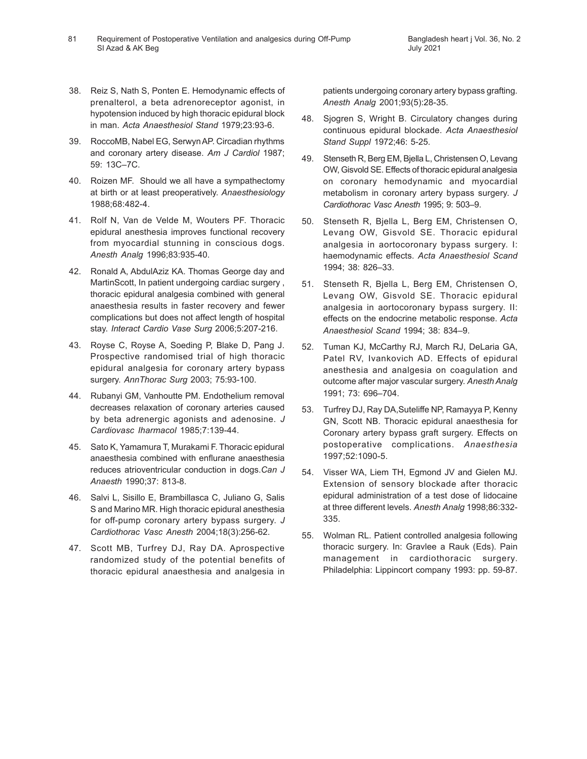38. Reiz S, Nath S, Ponten E. Hemodynamic effects of prenalterol, a beta adrenoreceptor agonist, in hypotension induced by high thoracic epidural block in man. *Acta Anaesthesiol Stand* 1979;23:93-6.

39. RoccoMB, Nabel EG, Serwyn AP. Circadian rhythms and coronary artery disease. *Am J Cardiol* 1987; 59: 13C–7C.

40. Roizen MF. Should we all have a sympathectomy at birth or at least preoperatively. *Anaesthesiology* 1988;68:482-4.

41. Rolf N, Van de Velde M, Wouters PF. Thoracic epidural anesthesia improves functional recovery from myocardial stunning in conscious dogs. *Anesth Analg* 1996;83:935-40.

42. Ronald A, AbdulAziz KA. Thomas George day and MartinScott, In patient undergoing cardiac surgery , thoracic epidural analgesia combined with general anaesthesia results in faster recovery and fewer complications but does not affect length of hospital stay. *Interact Cardio Vase Surg* 2006;5:207-216.

43. Royse C, Royse A, Soeding P, Blake D, Pang J. Prospective randomised trial of high thoracic epidural analgesia for coronary artery bypass surgery. *AnnThorac Surg* 2003; 75:93-100.

44. Rubanyi GM, Vanhoutte PM. Endothelium removal decreases relaxation of coronary arteries caused by beta adrenergic agonists and adenosine. *J Cardiovasc Iharmacol* 1985;7:139-44.

45. Sato K, Yamamura T, Murakami F. Thoracic epidural anaesthesia combined with enflurane anaesthesia reduces atrioventricular conduction in dogs.*Can J Anaesth* 1990;37: 813-8.

46. Salvi L, Sisillo E, Brambillasca C, Juliano G, Salis S and Marino MR. High thoracic epidural anesthesia for off-pump coronary artery bypass surgery. *J Cardiothorac Vasc Anesth* 2004;18(3):256-62.

47. Scott MB, Turfrey DJ, Ray DA. Aprospective randomized study of the potential benefits of thoracic epidural anaesthesia and analgesia in patients undergoing coronary artery bypass grafting. *Anesth Analg* 2001;93(5):28-35.

48. Sjogren S, Wright B. Circulatory changes during continuous epidural blockade. *Acta Anaesthesiol Stand Suppl* 1972;46: 5-25.

49. Stenseth R, Berg EM, Bjella L, Christensen O, Levang OW, Gisvold SE. Effects of thoracic epidural analgesia on coronary hemodynamic and myocardial metabolism in coronary artery bypass surgery. *J Cardiothorac Vasc Anesth* 1995; 9: 503–9.

50. Stenseth R, Bjella L, Berg EM, Christensen O, Levang OW, Gisvold SE. Thoracic epidural analgesia in aortocoronary bypass surgery. I: haemodynamic effects. *Acta Anaesthesiol Scand* 1994; 38: 826–33.

51. Stenseth R, Bjella L, Berg EM, Christensen O, Levang OW, Gisvold SE. Thoracic epidural analgesia in aortocoronary bypass surgery. II: effects on the endocrine metabolic response. *Acta Anaesthesiol Scand* 1994; 38: 834–9.

52. Tuman KJ, McCarthy RJ, March RJ, DeLaria GA, Patel RV, Ivankovich AD. Effects of epidural anesthesia and analgesia on coagulation and outcome after major vascular surgery. *Anesth Analg* 1991; 73: 696–704.

53. Turfrey DJ, Ray DA,Suteliffe NP, Ramayya P, Kenny GN, Scott NB. Thoracic epidural anaesthesia for Coronary artery bypass graft surgery. Effects on postoperative complications. *Anaesthesia* 1997;52:1090-5.

54. Visser WA, Liem TH, Egmond JV and Gielen MJ. Extension of sensory blockade after thoracic epidural administration of a test dose of lidocaine at three different levels. *Anesth Analg* 1998;86:332-335.

55. Wolman RL. Patient controlled analgesia following thoracic surgery. In: Gravlee a Rauk (Eds). Pain management in cardiothoracic surgery. Philadelphia: Lippincort company 1993: pp. 59-87.